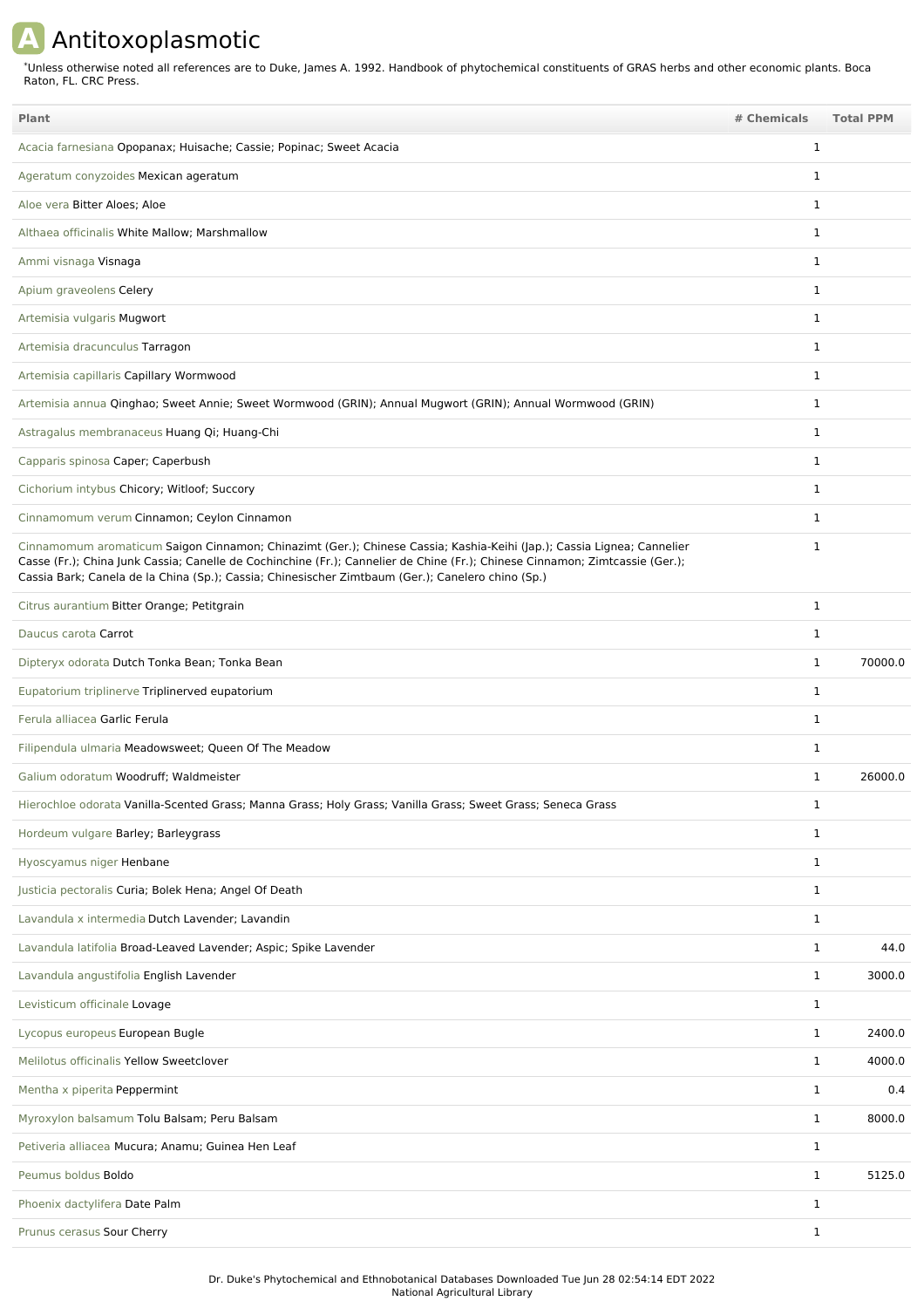# A Antitoxoplasmotic

*Unless otherwise noted all references are to Duke, James A. 1992. Handbook of phytochemical constituents of GRAS herbs and other economic plants. Boca Raton, FL. CRC Press.

| Plant | # Chemicals | Total PPM |
| --- | --- | --- |
| Acacia farnesiana Opopanax; Huisache; Cassie; Popinac; Sweet Acacia | 1 | |
| Ageratum conyzoides Mexican ageratum | 1 | |
| Aloe vera Bitter Aloes; Aloe | 1 | |
| Althaea officinalis White Mallow; Marshmallow | 1 | |
| Ammi visnaga Visnaga | 1 | |
| Apium graveolens Celery | 1 | |
| Artemisia vulgaris Mugwort | 1 | |
| Artemisia dracunculus Tarragon | 1 | |
| Artemisia capillaris Capillary Wormwood | 1 | |
| Artemisia annua Qinghao; Sweet Annie; Sweet Wormwood (GRIN); Annual Mugwort (GRIN); Annual Wormwood (GRIN) | 1 | |
| Astragalus membranaceus Huang Qi; Huang-Chi | 1 | |
| Capparis spinosa Caper; Caperbush | 1 | |
| Cichorium intybus Chicory; Witloof; Succory | 1 | |
| Cinnamomum verum Cinnamon; Ceylon Cinnamon | 1 | |
| Cinnamomum aromaticum Saigon Cinnamon; Chinazimt (Ger.); Chinese Cassia; Kashia-Keihi (Jap.); Cassia Lignea; Cannelier Casse (Fr.); China Junk Cassia; Canelle de Cochinchine (Fr.); Cannelier de Chine (Fr.); Chinese Cinnamon; Zimtcassie (Ger.); Cassia Bark; Canela de la China (Sp.); Cassia; Chinesischer Zimtbaum (Ger.); Canelero chino (Sp.) | 1 | |
| Citrus aurantium Bitter Orange; Petitgrain | 1 | |
| Daucus carota Carrot | 1 | |
| Dipteryx odorata Dutch Tonka Bean; Tonka Bean | 1 | 70000.0 |
| Eupatorium triplinerve Triplinerved eupatorium | 1 | |
| Ferula alliacea Garlic Ferula | 1 | |
| Filipendula ulmaria Meadowsweet; Queen Of The Meadow | 1 | |
| Galium odoratum Woodruff; Waldmeister | 1 | 26000.0 |
| Hierochloe odorata Vanilla-Scented Grass; Manna Grass; Holy Grass; Vanilla Grass; Sweet Grass; Seneca Grass | 1 | |
| Hordeum vulgare Barley; Barleygrass | 1 | |
| Hyoscyamus niger Henbane | 1 | |
| Justicia pectoralis Curia; Bolek Hena; Angel Of Death | 1 | |
| Lavandula x intermedia Dutch Lavender; Lavandin | 1 | |
| Lavandula latifolia Broad-Leaved Lavender; Aspic; Spike Lavender | 1 | 44.0 |
| Lavandula angustifolia English Lavender | 1 | 3000.0 |
| Levisticum officinale Lovage | 1 | |
| Lycopus europeus European Bugle | 1 | 2400.0 |
| Melilotus officinalis Yellow Sweetclover | 1 | 4000.0 |
| Mentha x piperita Peppermint | 1 | 0.4 |
| Myroxylon balsamum Tolu Balsam; Peru Balsam | 1 | 8000.0 |
| Petiveria alliacea Mucura; Anamu; Guinea Hen Leaf | 1 | |
| Peumus boldus Boldo | 1 | 5125.0 |
| Phoenix dactylifera Date Palm | 1 | |
| Prunus cerasus Sour Cherry | 1 | |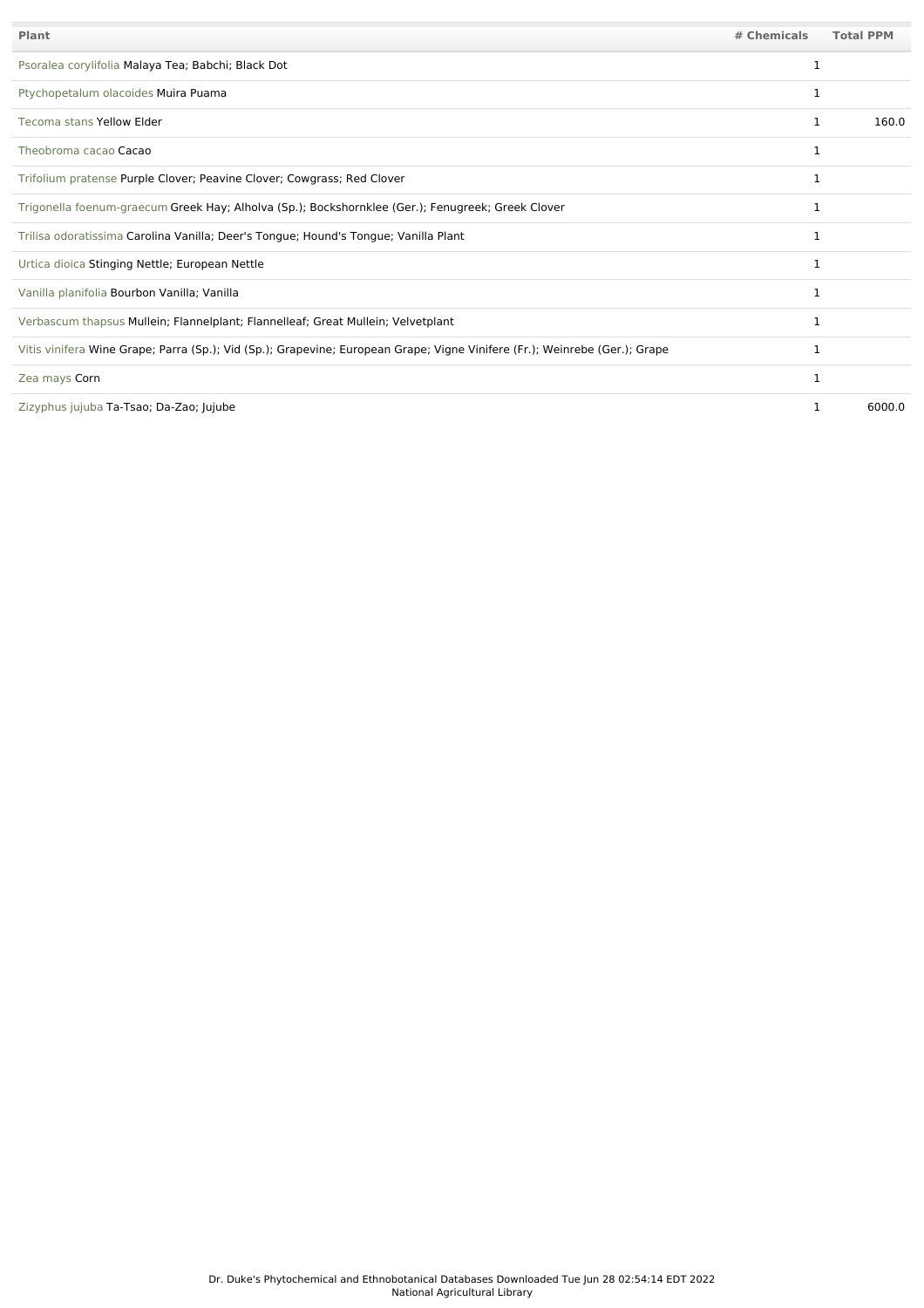| Plant | # Chemicals | Total PPM |
|---|---|---|
| Psoralea corylifolia Malaya Tea; Babchi; Black Dot | 1 | |
| Ptychopetalum olacoides Muira Puama | 1 | |
| Tecoma stans Yellow Elder | 1 | 160.0 |
| Theobroma cacao Cacao | 1 | |
| Trifolium pratense Purple Clover; Peavine Clover; Cowgrass; Red Clover | 1 | |
| Trigonella foenum-graecum Greek Hay; Alholva (Sp.); Bockshornklee (Ger.); Fenugreek; Greek Clover | 1 | |
| Trilisa odoratissima Carolina Vanilla; Deer's Tongue; Hound's Tongue; Vanilla Plant | 1 | |
| Urtica dioica Stinging Nettle; European Nettle | 1 | |
| Vanilla planifolia Bourbon Vanilla; Vanilla | 1 | |
| Verbascum thapsus Mullein; Flannelplant; Flannelleaf; Great Mullein; Velvetplant | 1 | |
| Vitis vinifera Wine Grape; Parra (Sp.); Vid (Sp.); Grapevine; European Grape; Vigne Vinifere (Fr.); Weinrebe (Ger.); Grape | 1 | |
| Zea mays Corn | 1 | |
| Zizyphus jujuba Ta-Tsao; Da-Zao; Jujube | 1 | 6000.0 |

Dr. Duke's Phytochemical and Ethnobotanical Databases Downloaded Tue Jun 28 02:54:14 EDT 2022
National Agricultural Library